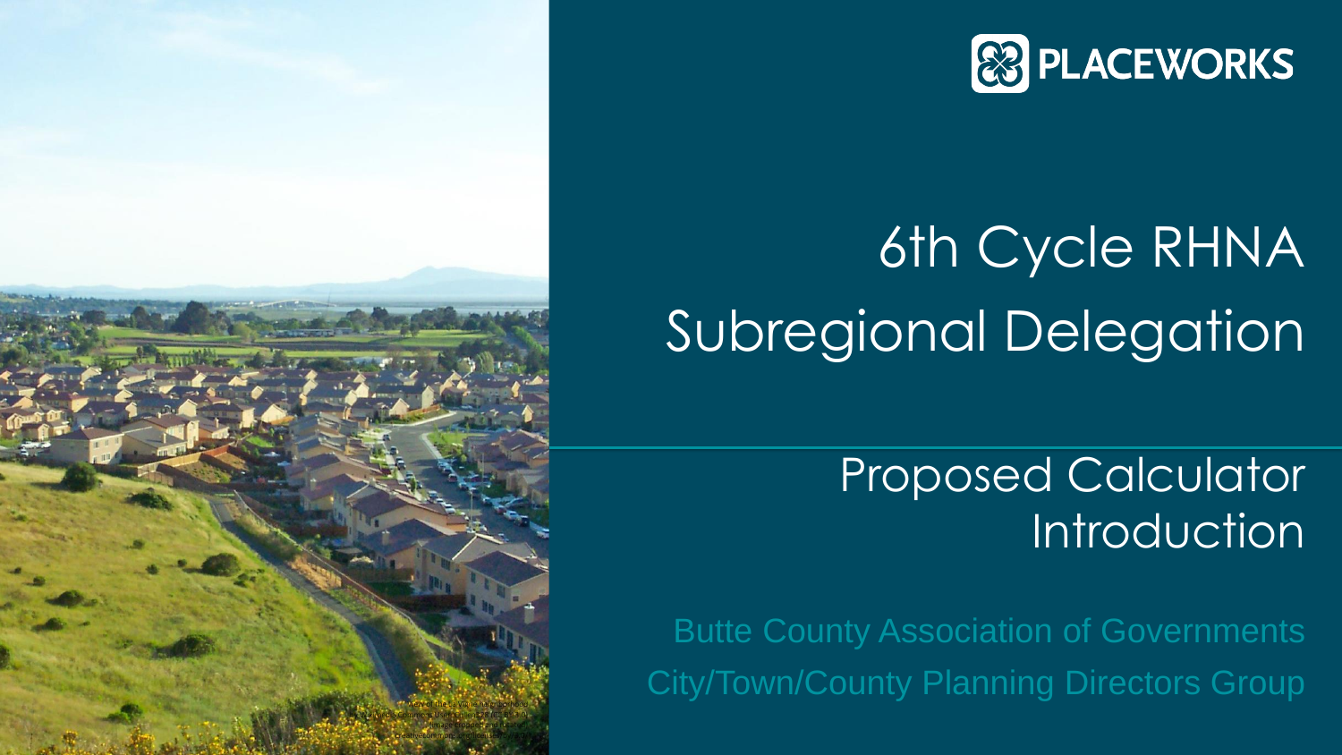PLACEWORKS

# 6th Cycle RHNA Subregional Delegation

## Proposed Calculator Introduction

Butte County Association of Governments
City/Town/County Planning Directors Group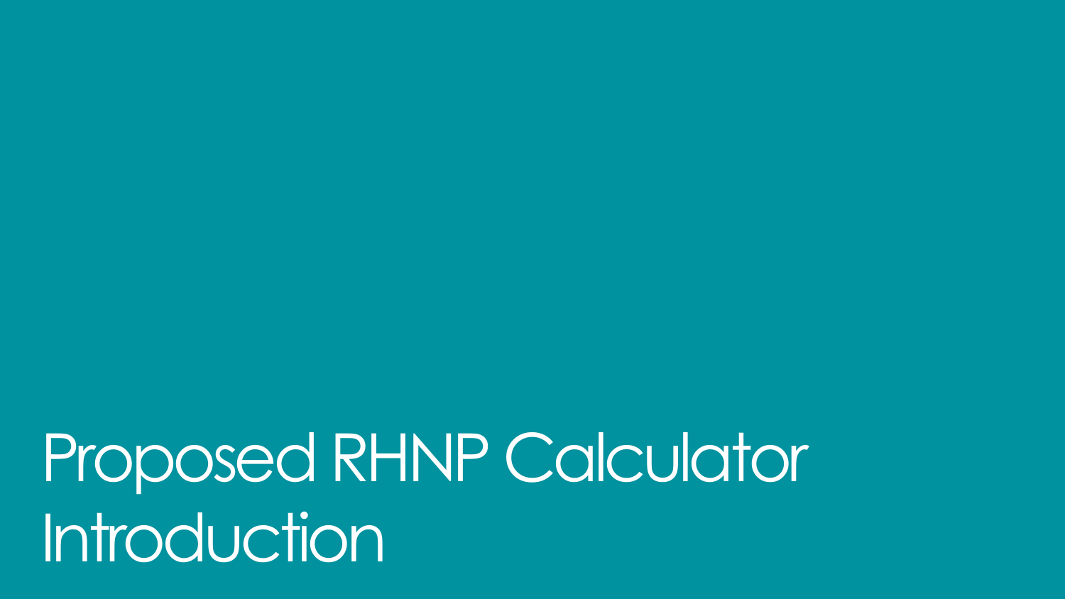# Proposed RHNP Calculator Introduction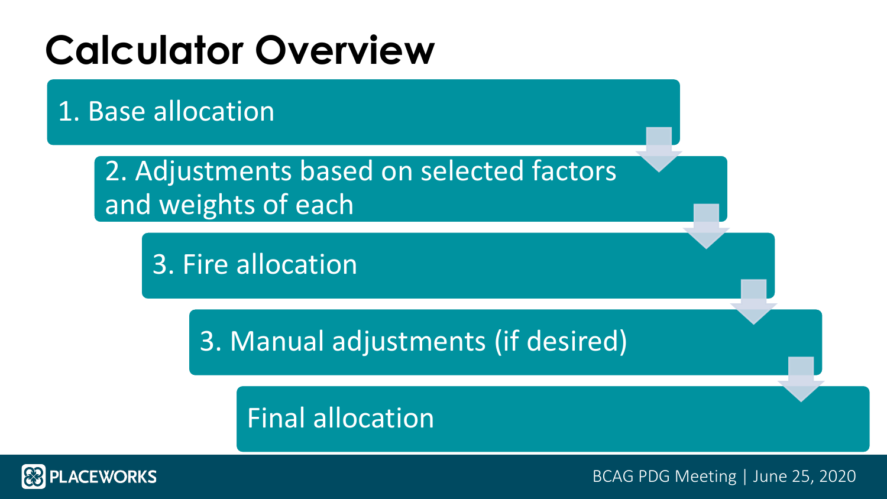# Calculator Overview

1. Base allocation
2. Adjustments based on selected factors and weights of each
3. Fire allocation
3. Manual adjustments (if desired)

Final allocation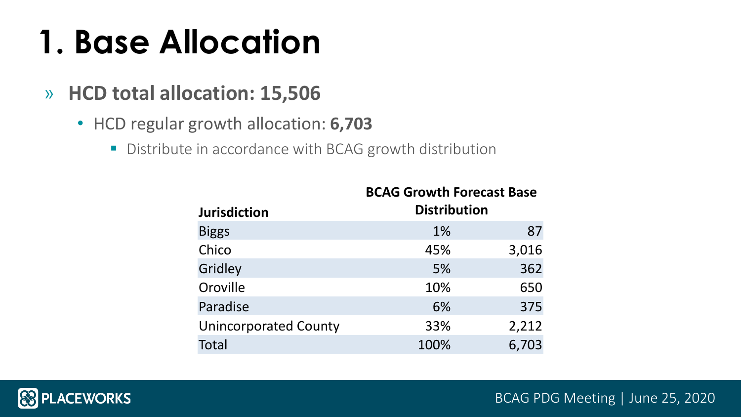# 1. Base Allocation

- **HCD total allocation: 15,506**
  - HCD regular growth allocation: **6,703**
    - Distribute in accordance with BCAG growth distribution

| Jurisdiction | BCAG Growth Forecast Base Distribution | |
|---|---|---|
| Biggs | 1% | 87 |
| Chico | 45% | 3,016 |
| Gridley | 5% | 362 |
| Oroville | 10% | 650 |
| Paradise | 6% | 375 |
| Unincorporated County | 33% | 2,212 |
| Total | 100% | 6,703 |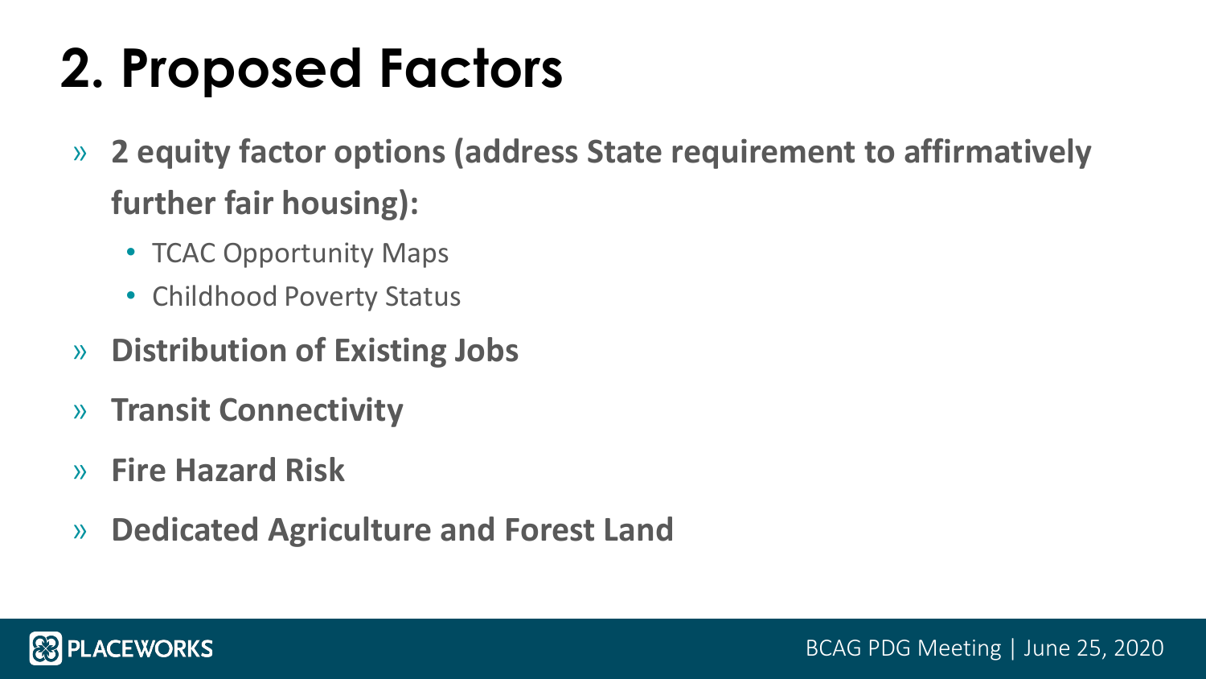# 2. Proposed Factors

- **2 equity factor options (address State requirement to affirmatively further fair housing):**
  - TCAC Opportunity Maps
  - Childhood Poverty Status
- **Distribution of Existing Jobs**
- **Transit Connectivity**
- **Fire Hazard Risk**
- **Dedicated Agriculture and Forest Land**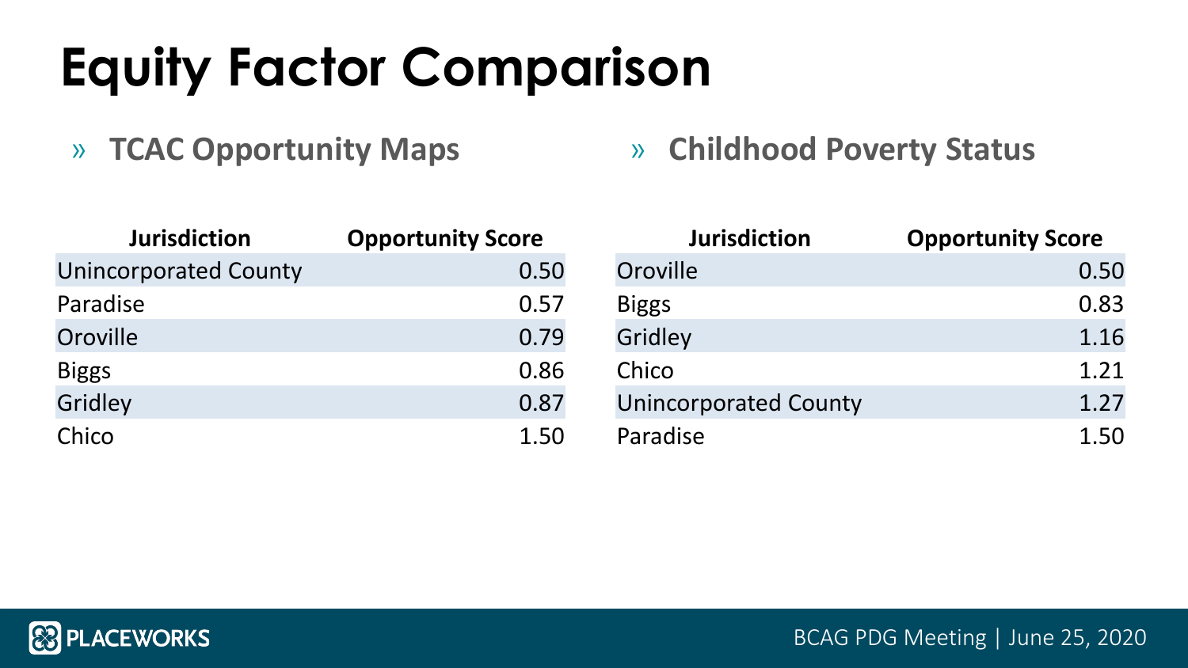# Equity Factor Comparison

## » TCAC Opportunity Maps

| Jurisdiction | Opportunity Score |
|---|---|
| Unincorporated County | 0.50 |
| Paradise | 0.57 |
| Oroville | 0.79 |
| Biggs | 0.86 |
| Gridley | 0.87 |
| Chico | 1.50 |

## » Childhood Poverty Status

| Jurisdiction | Opportunity Score |
|---|---|
| Oroville | 0.50 |
| Biggs | 0.83 |
| Gridley | 1.16 |
| Chico | 1.21 |
| Unincorporated County | 1.27 |
| Paradise | 1.50 |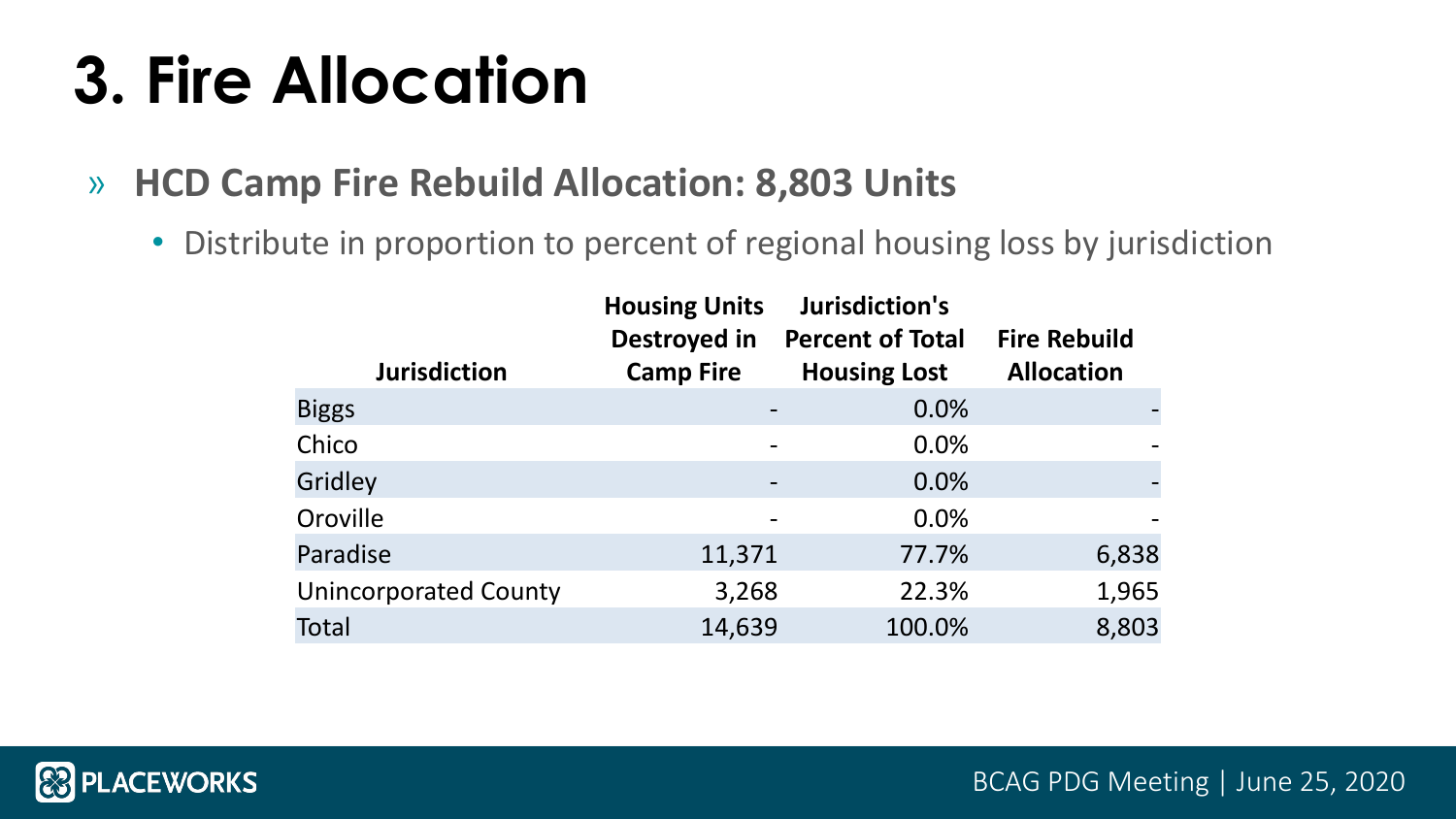# 3. Fire Allocation

- **HCD Camp Fire Rebuild Allocation: 8,803 Units**
  - Distribute in proportion to percent of regional housing loss by jurisdiction

| Jurisdiction | Housing Units Destroyed in Camp Fire | Jurisdiction's Percent of Total Housing Lost | Fire Rebuild Allocation |
|---|---|---|---|
| Biggs | - | 0.0% | - |
| Chico | - | 0.0% | - |
| Gridley | - | 0.0% | - |
| Oroville | - | 0.0% | - |
| Paradise | 11,371 | 77.7% | 6,838 |
| Unincorporated County | 3,268 | 22.3% | 1,965 |
| Total | 14,639 | 100.0% | 8,803 |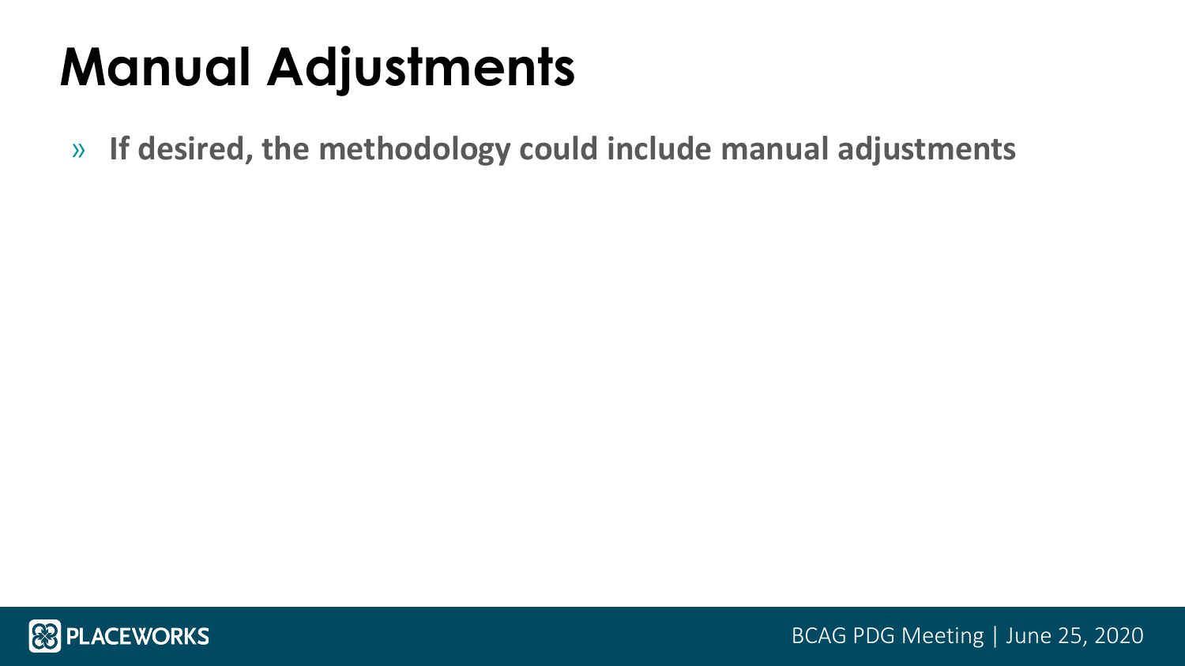# Manual Adjustments

- **If desired, the methodology could include manual adjustments**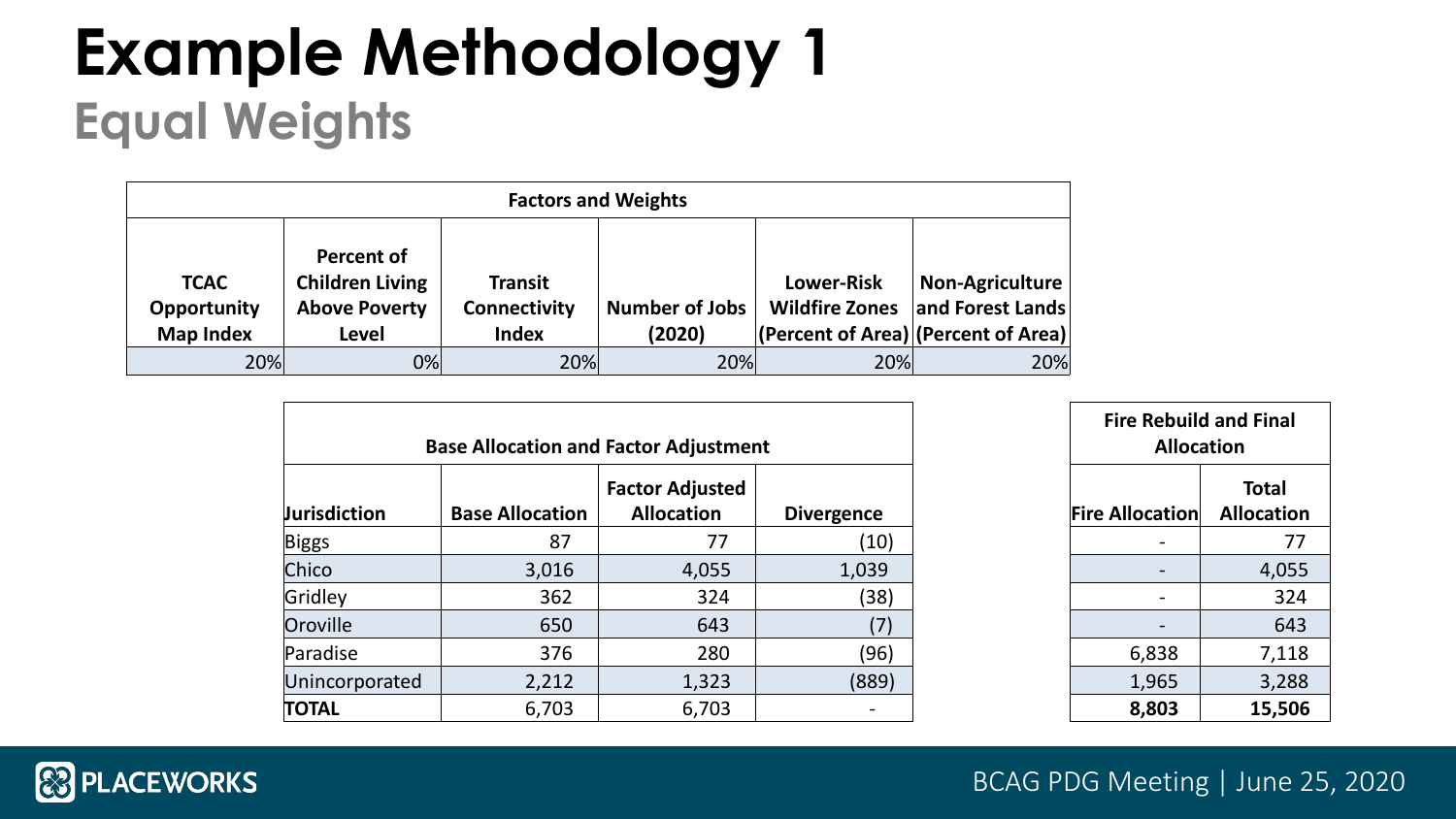# Example Methodology 1

## Equal Weights

| Factors and Weights | | | | | |
|---|---|---|---|---|---|
| **TCAC Opportunity Map Index** | **Percent of Children Living Above Poverty Level** | **Transit Connectivity Index** | **Number of Jobs (2020)** | **Lower-Risk Wildfire Zones (Percent of Area)** | **Non-Agriculture and Forest Lands (Percent of Area)** |
| 20% | 0% | 20% | 20% | 20% | 20% |

| Base Allocation and Factor Adjustment | | | | Fire Rebuild and Final Allocation | |
|---|---|---|---|---|---|
| **Jurisdiction** | **Base Allocation** | **Factor Adjusted Allocation** | **Divergence** | **Fire Allocation** | **Total Allocation** |
| Biggs | 87 | 77 | (10) | - | 77 |
| Chico | 3,016 | 4,055 | 1,039 | - | 4,055 |
| Gridley | 362 | 324 | (38) | - | 324 |
| Oroville | 650 | 643 | (7) | - | 643 |
| Paradise | 376 | 280 | (96) | 6,838 | 7,118 |
| Unincorporated | 2,212 | 1,323 | (889) | 1,965 | 3,288 |
| **TOTAL** | 6,703 | 6,703 | - | **8,803** | **15,506** |

PLACEWORKS

BCAG PDG Meeting | June 25, 2020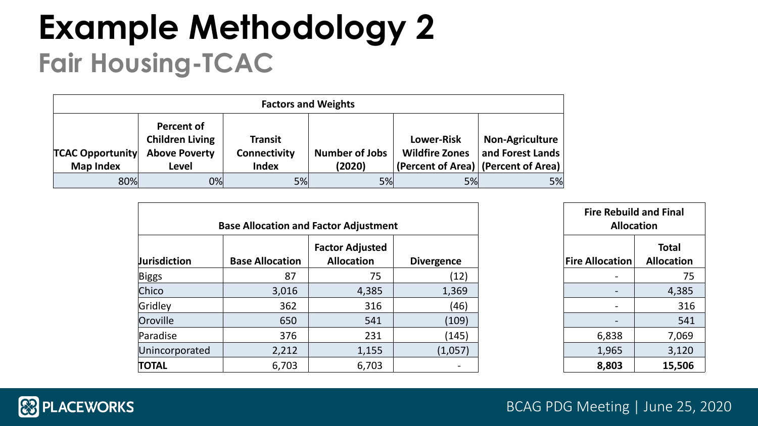# Example Methodology 2

## Fair Housing-TCAC

| Factors and Weights | | | | | |
|---|---|---|---|---|---|
| TCAC Opportunity Map Index | Percent of Children Living Above Poverty Level | Transit Connectivity Index | Number of Jobs (2020) | Lower-Risk Wildfire Zones (Percent of Area) | Non-Agriculture and Forest Lands (Percent of Area) |
| 80% | 0% | 5% | 5% | 5% | 5% |

| Base Allocation and Factor Adjustment | | | | Fire Rebuild and Final Allocation | |
|---|---|---|---|---|---|
| Jurisdiction | Base Allocation | Factor Adjusted Allocation | Divergence | Fire Allocation | Total Allocation |
| Biggs | 87 | 75 | (12) | - | 75 |
| Chico | 3,016 | 4,385 | 1,369 | - | 4,385 |
| Gridley | 362 | 316 | (46) | - | 316 |
| Oroville | 650 | 541 | (109) | - | 541 |
| Paradise | 376 | 231 | (145) | 6,838 | 7,069 |
| Unincorporated | 2,212 | 1,155 | (1,057) | 1,965 | 3,120 |
| **TOTAL** | 6,703 | 6,703 | - | **8,803** | **15,506** |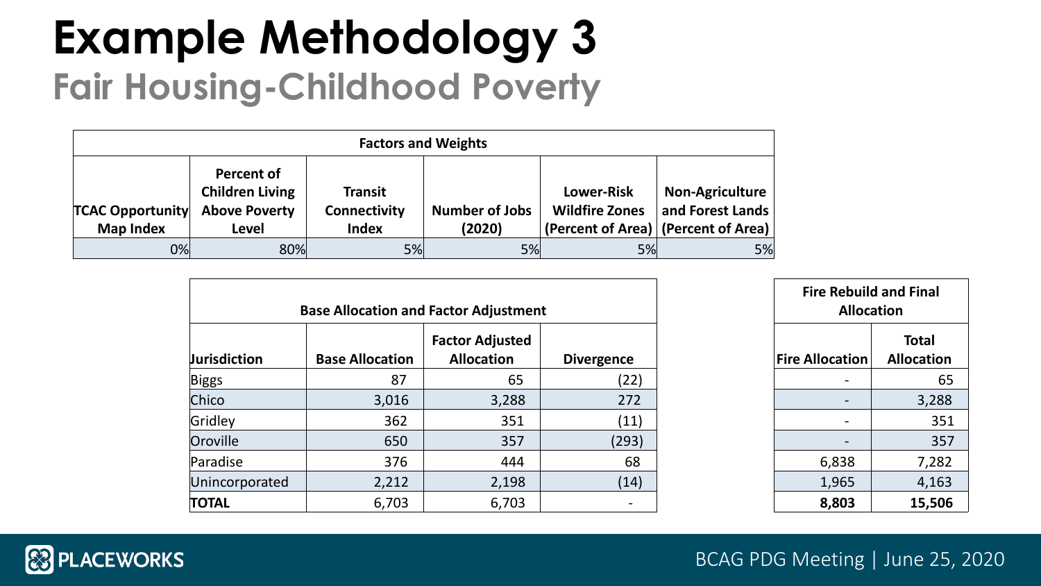# Example Methodology 3

## Fair Housing-Childhood Poverty

| Factors and Weights | | | | | |
|---|---|---|---|---|---|
| TCAC Opportunity Map Index | Percent of Children Living Above Poverty Level | Transit Connectivity Index | Number of Jobs (2020) | Lower-Risk Wildfire Zones (Percent of Area) | Non-Agriculture and Forest Lands (Percent of Area) |
| 0% | 80% | 5% | 5% | 5% | 5% |

| Base Allocation and Factor Adjustment | | | | Fire Rebuild and Final Allocation | |
|---|---|---|---|---|---|
| Jurisdiction | Base Allocation | Factor Adjusted Allocation | Divergence | Fire Allocation | Total Allocation |
| Biggs | 87 | 65 | (22) | - | 65 |
| Chico | 3,016 | 3,288 | 272 | - | 3,288 |
| Gridley | 362 | 351 | (11) | - | 351 |
| Oroville | 650 | 357 | (293) | - | 357 |
| Paradise | 376 | 444 | 68 | 6,838 | 7,282 |
| Unincorporated | 2,212 | 2,198 | (14) | 1,965 | 4,163 |
| **TOTAL** | 6,703 | 6,703 | - | **8,803** | **15,506** |

PLACEWORKS

BCAG PDG Meeting | June 25, 2020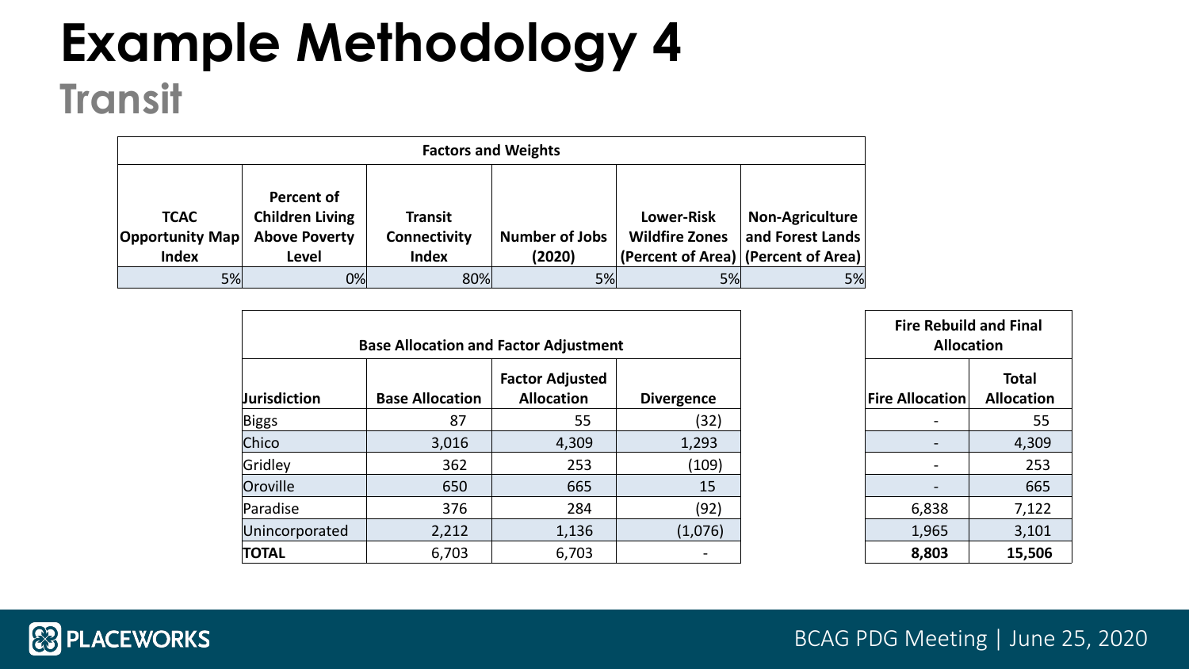# Example Methodology 4

## Transit

| Factors and Weights | | | | | |
|---|---|---|---|---|---|
| TCAC Opportunity Map Index | Percent of Children Living Above Poverty Level | Transit Connectivity Index | Number of Jobs (2020) | Lower-Risk Wildfire Zones (Percent of Area) | Non-Agriculture and Forest Lands (Percent of Area) |
| 5% | 0% | 80% | 5% | 5% | 5% |

| Base Allocation and Factor Adjustment | | | | Fire Rebuild and Final Allocation | |
|---|---|---|---|---|---|
| Jurisdiction | Base Allocation | Factor Adjusted Allocation | Divergence | Fire Allocation | Total Allocation |
| Biggs | 87 | 55 | (32) | - | 55 |
| Chico | 3,016 | 4,309 | 1,293 | - | 4,309 |
| Gridley | 362 | 253 | (109) | - | 253 |
| Oroville | 650 | 665 | 15 | - | 665 |
| Paradise | 376 | 284 | (92) | 6,838 | 7,122 |
| Unincorporated | 2,212 | 1,136 | (1,076) | 1,965 | 3,101 |
| **TOTAL** | 6,703 | 6,703 | - | **8,803** | **15,506** |

PLACEWORKS

BCAG PDG Meeting | June 25, 2020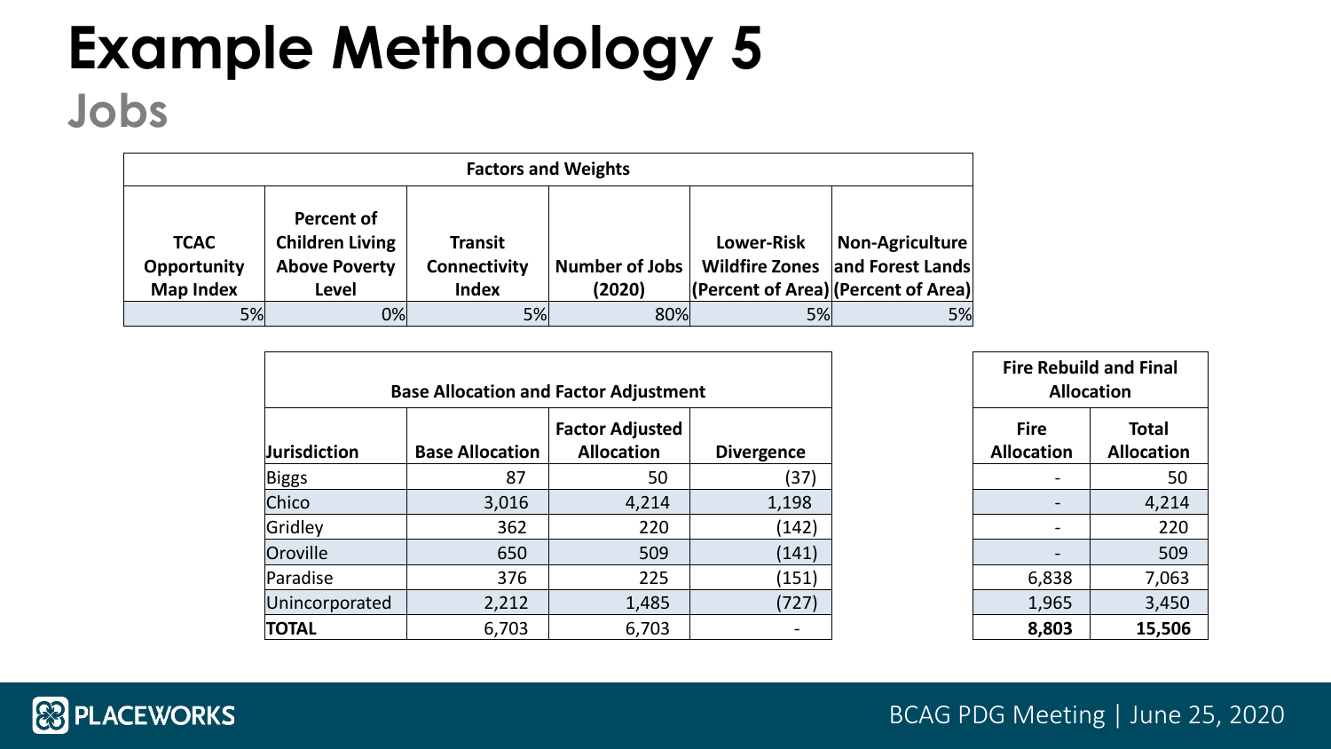# Example Methodology 5

## Jobs

| Factors and Weights | | | | | |
|---|---|---|---|---|---|
| TCAC Opportunity Map Index | Percent of Children Living Above Poverty Level | Transit Connectivity Index | Number of Jobs (2020) | Lower-Risk Wildfire Zones (Percent of Area) | Non-Agriculture and Forest Lands (Percent of Area) |
| 5% | 0% | 5% | 80% | 5% | 5% |

| Base Allocation and Factor Adjustment | | | | Fire Rebuild and Final Allocation | |
|---|---|---|---|---|---|
| Jurisdiction | Base Allocation | Factor Adjusted Allocation | Divergence | Fire Allocation | Total Allocation |
| Biggs | 87 | 50 | (37) | - | 50 |
| Chico | 3,016 | 4,214 | 1,198 | - | 4,214 |
| Gridley | 362 | 220 | (142) | - | 220 |
| Oroville | 650 | 509 | (141) | - | 509 |
| Paradise | 376 | 225 | (151) | 6,838 | 7,063 |
| Unincorporated | 2,212 | 1,485 | (727) | 1,965 | 3,450 |
| **TOTAL** | 6,703 | 6,703 | - | **8,803** | **15,506** |

PLACEWORKS

BCAG PDG Meeting | June 25, 2020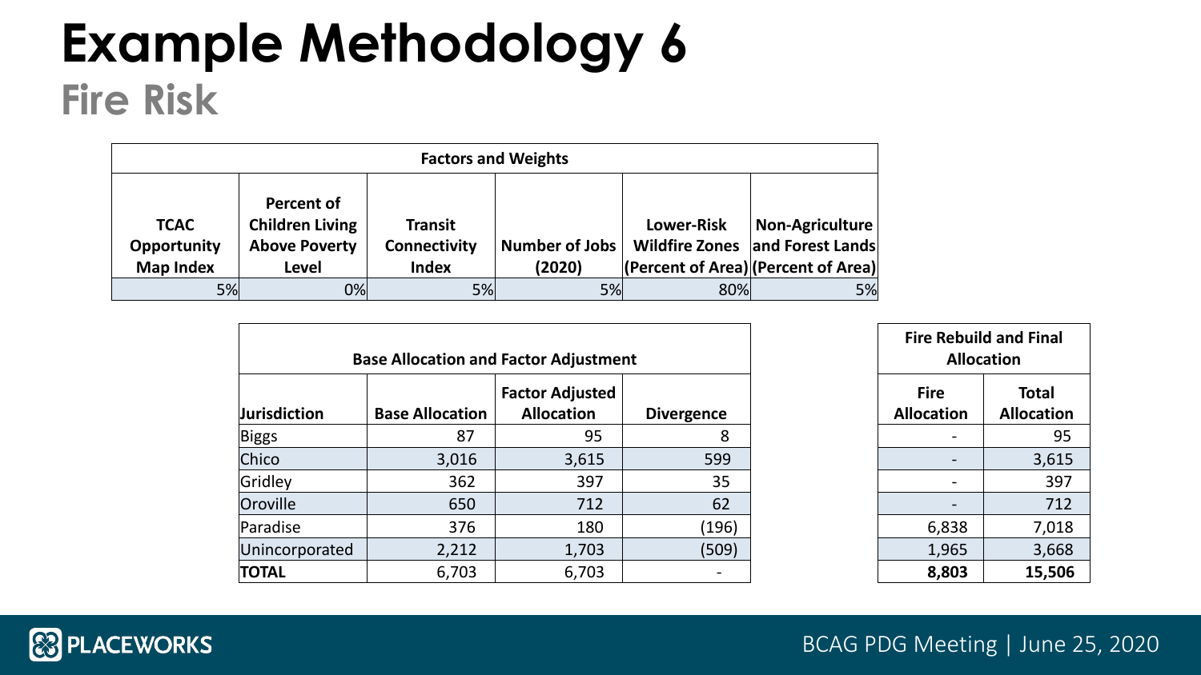# Example Methodology 6

## Fire Risk

| Factors and Weights | | | | | |
|---|---|---|---|---|---|
| TCAC Opportunity Map Index | Percent of Children Living Above Poverty Level | Transit Connectivity Index | Number of Jobs (2020) | Lower-Risk Wildfire Zones (Percent of Area) | Non-Agriculture and Forest Lands (Percent of Area) |
| 5% | 0% | 5% | 5% | 80% | 5% |

| Base Allocation and Factor Adjustment | | | | Fire Rebuild and Final Allocation | |
|---|---|---|---|---|---|
| Jurisdiction | Base Allocation | Factor Adjusted Allocation | Divergence | Fire Allocation | Total Allocation |
| Biggs | 87 | 95 | 8 | - | 95 |
| Chico | 3,016 | 3,615 | 599 | - | 3,615 |
| Gridley | 362 | 397 | 35 | - | 397 |
| Oroville | 650 | 712 | 62 | - | 712 |
| Paradise | 376 | 180 | (196) | 6,838 | 7,018 |
| Unincorporated | 2,212 | 1,703 | (509) | 1,965 | 3,668 |
| **TOTAL** | 6,703 | 6,703 | - | **8,803** | **15,506** |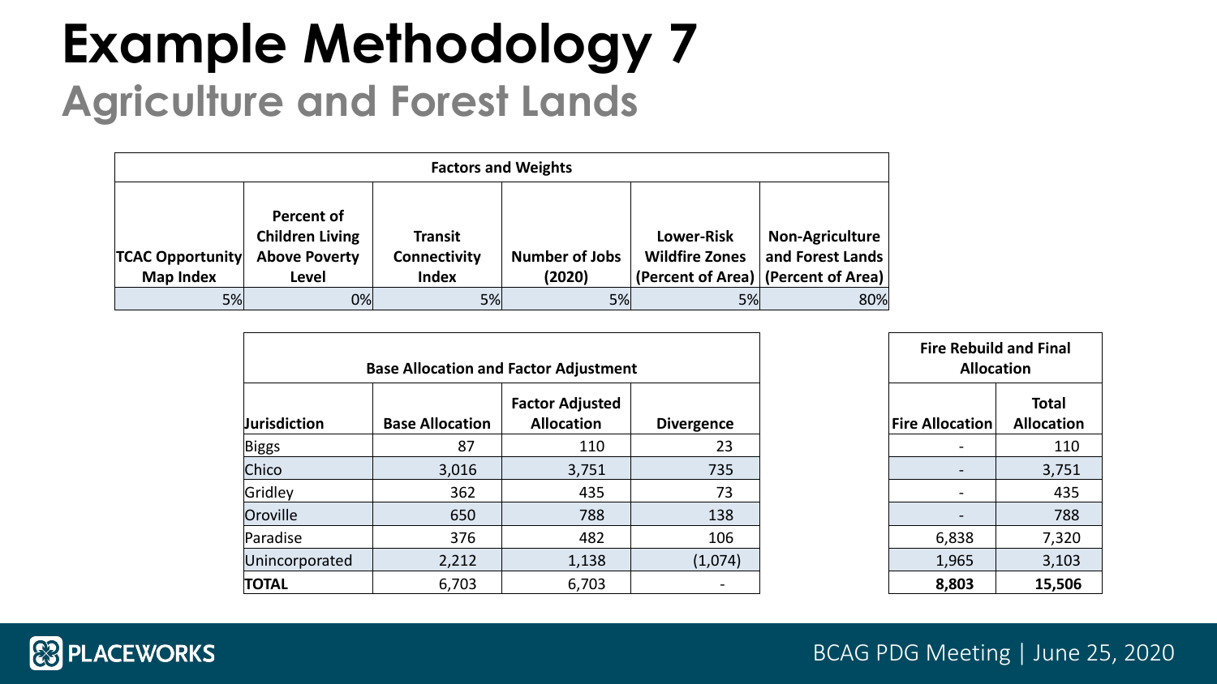# Example Methodology 7

## Agriculture and Forest Lands

| Factors and Weights | | | | | |
|---|---|---|---|---|---|
| TCAC Opportunity Map Index | Percent of Children Living Above Poverty Level | Transit Connectivity Index | Number of Jobs (2020) | Lower-Risk Wildfire Zones (Percent of Area) | Non-Agriculture and Forest Lands (Percent of Area) |
| 5% | 0% | 5% | 5% | 5% | 80% |

| Base Allocation and Factor Adjustment | | | |
|---|---|---|---|
| Jurisdiction | Base Allocation | Factor Adjusted Allocation | Divergence |
| Biggs | 87 | 110 | 23 |
| Chico | 3,016 | 3,751 | 735 |
| Gridley | 362 | 435 | 73 |
| Oroville | 650 | 788 | 138 |
| Paradise | 376 | 482 | 106 |
| Unincorporated | 2,212 | 1,138 | (1,074) |
| **TOTAL** | 6,703 | 6,703 | - |

| Fire Rebuild and Final Allocation | |
|---|---|
| Fire Allocation | Total Allocation |
| - | 110 |
| - | 3,751 |
| - | 435 |
| - | 788 |
| 6,838 | 7,320 |
| 1,965 | 3,103 |
| **8,803** | **15,506** |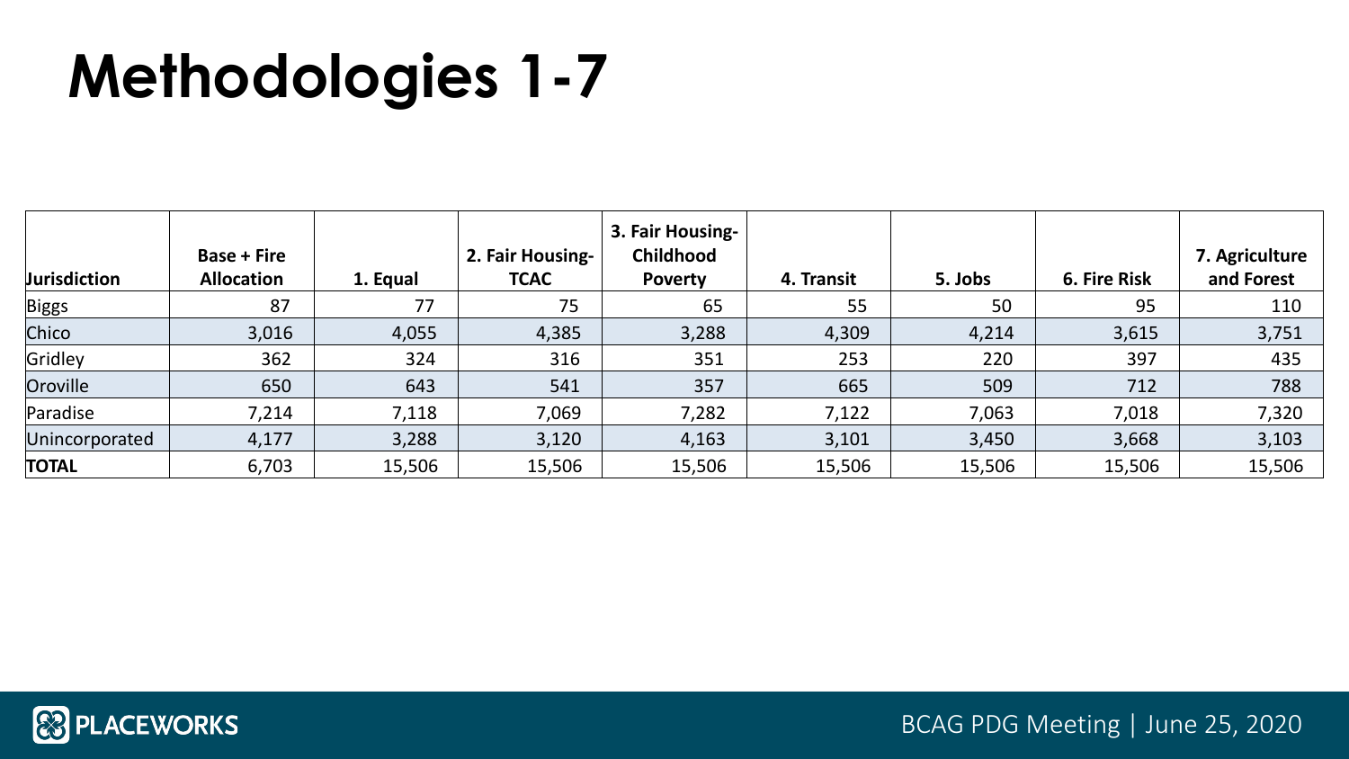# Methodologies 1-7

| Jurisdiction | Base + Fire Allocation | 1. Equal | 2. Fair Housing-TCAC | 3. Fair Housing-Childhood Poverty | 4. Transit | 5. Jobs | 6. Fire Risk | 7. Agriculture and Forest |
|---|---|---|---|---|---|---|---|---|
| Biggs | 87 | 77 | 75 | 65 | 55 | 50 | 95 | 110 |
| Chico | 3,016 | 4,055 | 4,385 | 3,288 | 4,309 | 4,214 | 3,615 | 3,751 |
| Gridley | 362 | 324 | 316 | 351 | 253 | 220 | 397 | 435 |
| Oroville | 650 | 643 | 541 | 357 | 665 | 509 | 712 | 788 |
| Paradise | 7,214 | 7,118 | 7,069 | 7,282 | 7,122 | 7,063 | 7,018 | 7,320 |
| Unincorporated | 4,177 | 3,288 | 3,120 | 4,163 | 3,101 | 3,450 | 3,668 | 3,103 |
| **TOTAL** | 6,703 | 15,506 | 15,506 | 15,506 | 15,506 | 15,506 | 15,506 | 15,506 |

PLACEWORKS

BCAG PDG Meeting | June 25, 2020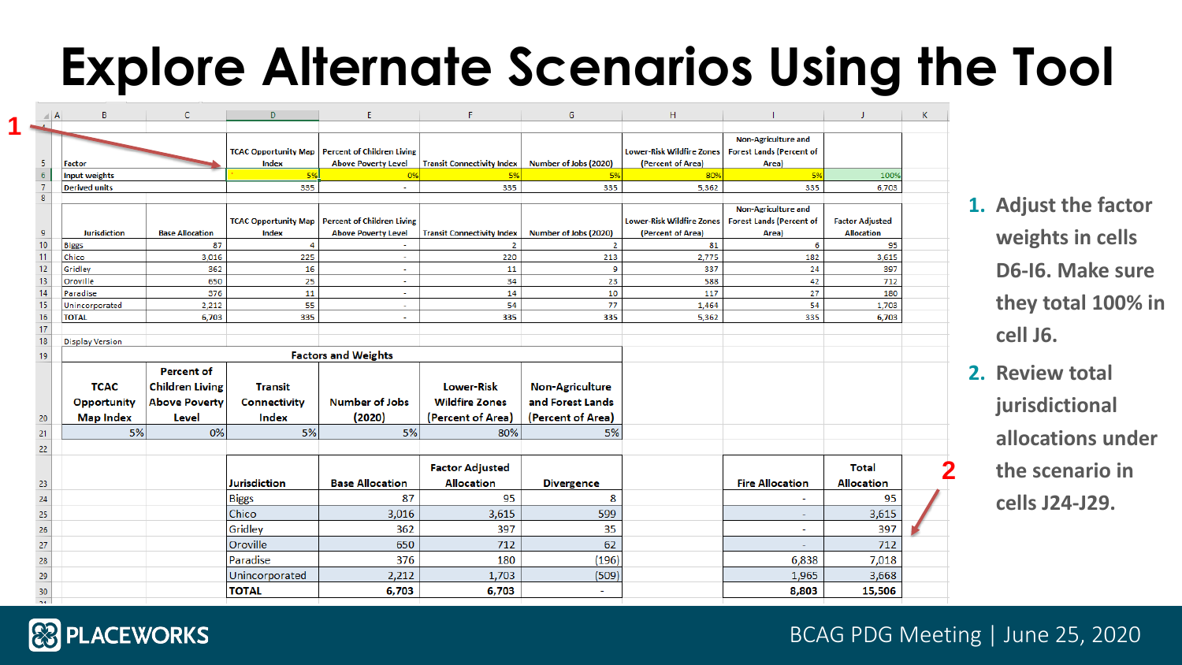# Explore Alternate Scenarios Using the Tool

| Factor | | TCAC Opportunity Map Index | Percent of Children Living Above Poverty Level | Transit Connectivity Index | Number of Jobs (2020) | Lower-Risk Wildfire Zones (Percent of Area) | Non-Agriculture and Forest Lands (Percent of Area) | |
|---|---|---|---|---|---|---|---|---|
| Input weights | | 5% | 0% | 5% | 5% | 80% | 5% | 100% |
| Derived units | | 335 | - | 335 | 335 | 5,362 | 335 | 6,703 |

| Jurisdiction | Base Allocation | TCAC Opportunity Map Index | Percent of Children Living Above Poverty Level | Transit Connectivity Index | Number of Jobs (2020) | Lower-Risk Wildfire Zones (Percent of Area) | Non-Agriculture and Forest Lands (Percent of Area) | Factor Adjusted Allocation |
|---|---|---|---|---|---|---|---|---|
| Biggs | 87 | 4 | - | 2 | 2 | 81 | 6 | 95 |
| Chico | 3,016 | 225 | - | 220 | 213 | 2,775 | 182 | 3,615 |
| Gridley | 362 | 16 | - | 11 | 9 | 337 | 24 | 397 |
| Oroville | 650 | 25 | - | 34 | 23 | 588 | 42 | 712 |
| Paradise | 376 | 11 | - | 14 | 10 | 117 | 27 | 180 |
| Unincorporated | 2,212 | 55 | - | 54 | 77 | 1,464 | 54 | 1,708 |
| TOTAL | 6,703 | 335 | - | 335 | 335 | 5,362 | 335 | 6,703 |

Display Version

Factors and Weights

| TCAC Opportunity Map Index | Percent of Children Living Above Poverty Level | Transit Connectivity Index | Number of Jobs (2020) | Lower-Risk Wildfire Zones (Percent of Area) | Non-Agriculture and Forest Lands (Percent of Area) |
|---|---|---|---|---|---|
| 5% | 0% | 5% | 5% | 80% | 5% |

| Jurisdiction | Base Allocation | Factor Adjusted Allocation | Divergence | Fire Allocation | Total Allocation |
|---|---|---|---|---|---|
| Biggs | 87 | 95 | 8 | - | 95 |
| Chico | 3,016 | 3,615 | 599 | - | 3,615 |
| Gridley | 362 | 397 | 35 | - | 397 |
| Oroville | 650 | 712 | 62 | - | 712 |
| Paradise | 376 | 180 | (196) | 6,838 | 7,018 |
| Unincorporated | 2,212 | 1,703 | (509) | 1,965 | 3,668 |
| TOTAL | 6,703 | 6,703 | - | 8,803 | 15,506 |

1. Adjust the factor weights in cells D6-I6. Make sure they total 100% in cell J6.
2. Review total jurisdictional allocations under the scenario in cells J24-J29.